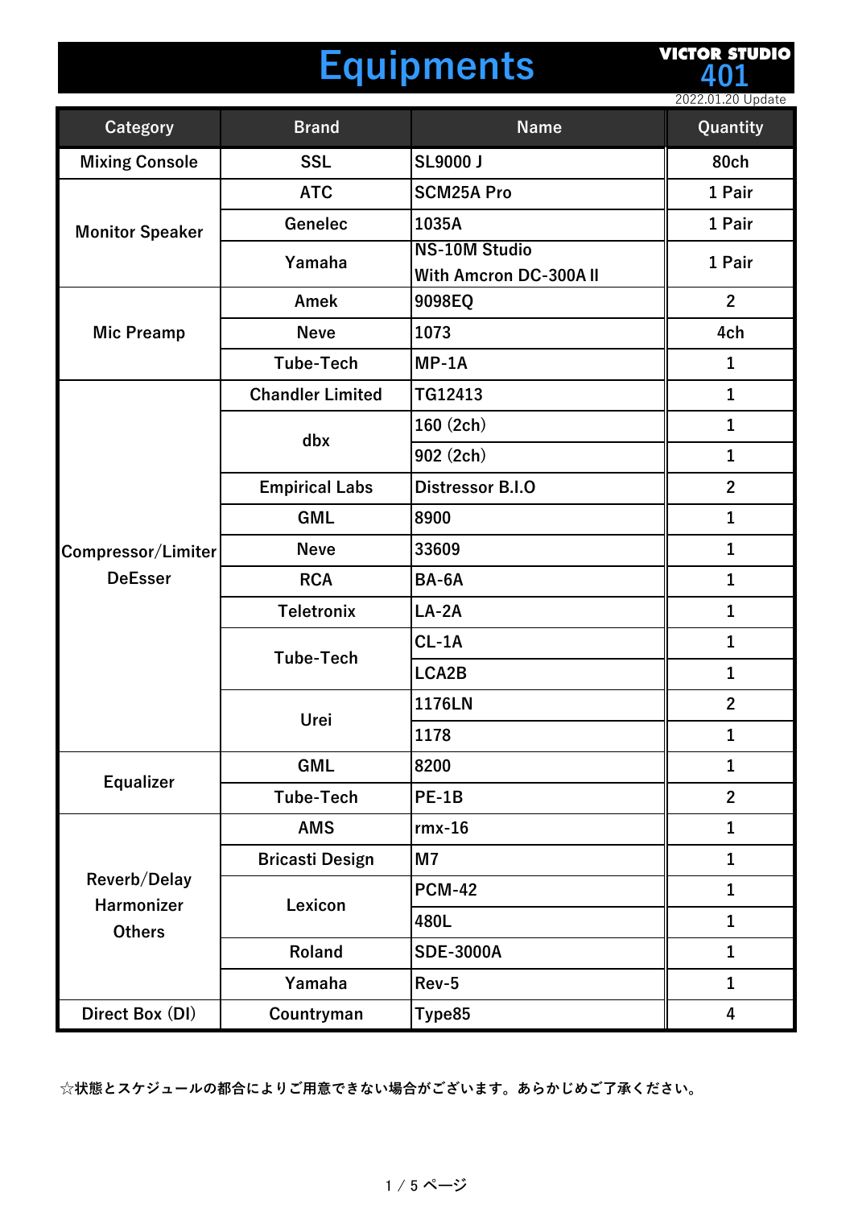# Equipments

VICTOR STUDIO 401

2022.01.20 Update

| Category | Brand | Name | Quantity |
|---|---|---|---|
| Mixing Console | SSL | SL9000 J | 80ch |
| Monitor Speaker | ATC | SCM25A Pro | 1 Pair |
| | Genelec | 1035A | 1 Pair |
| | Yamaha | NS-10M Studio With Amcron DC-300A II | 1 Pair |
| Mic Preamp | Amek | 9098EQ | 2 |
| | Neve | 1073 | 4ch |
| | Tube-Tech | MP-1A | 1 |
| Compressor/Limiter DeEsser | Chandler Limited | TG12413 | 1 |
| | dbx | 160 (2ch) | 1 |
| | | 902 (2ch) | 1 |
| | Empirical Labs | Distressor B.I.O | 2 |
| | GML | 8900 | 1 |
| | Neve | 33609 | 1 |
| | RCA | BA-6A | 1 |
| | Teletronix | LA-2A | 1 |
| | Tube-Tech | CL-1A | 1 |
| | | LCA2B | 1 |
| | Urei | 1176LN | 2 |
| | | 1178 | 1 |
| Equalizer | GML | 8200 | 1 |
| | Tube-Tech | PE-1B | 2 |
| Reverb/Delay Harmonizer Others | AMS | rmx-16 | 1 |
| | Bricasti Design | M7 | 1 |
| | Lexicon | PCM-42 | 1 |
| | | 480L | 1 |
| | Roland | SDE-3000A | 1 |
| | Yamaha | Rev-5 | 1 |
| Direct Box (DI) | Countryman | Type85 | 4 |

☆状態とスケジュールの都合によりご用意できない場合がございます。あらかじめご了承ください。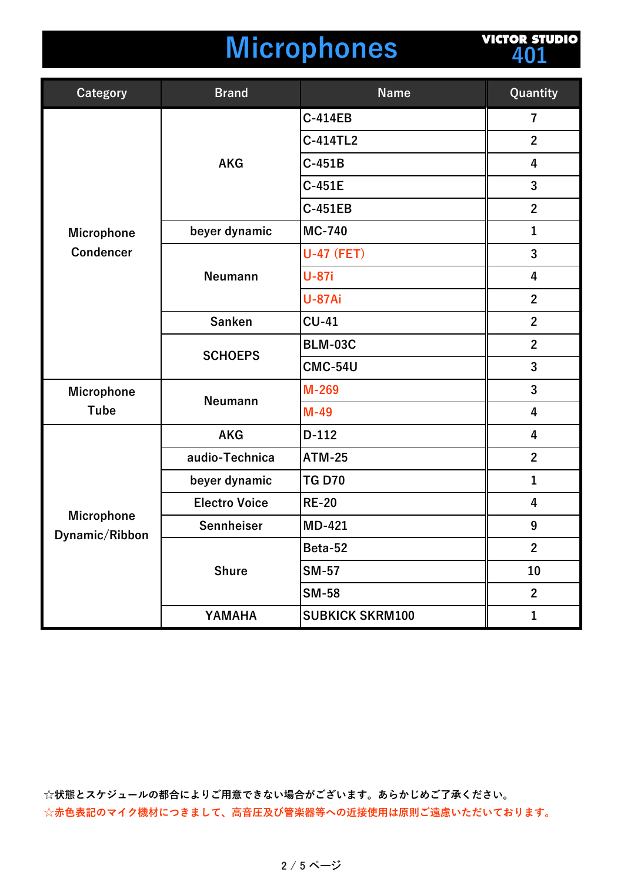# Microphones

VICTOR STUDIO 401

| Category | Brand | Name | Quantity |
|---|---|---|---|
| Microphone Condencer | AKG | C-414EB | 7 |
| | | C-414TL2 | 2 |
| | | C-451B | 4 |
| | | C-451E | 3 |
| | | C-451EB | 2 |
| | beyer dynamic | MC-740 | 1 |
| | Neumann | U-47 (FET) | 3 |
| | | U-87i | 4 |
| | | U-87Ai | 2 |
| | Sanken | CU-41 | 2 |
| | SCHOEPS | BLM-03C | 2 |
| | | CMC-54U | 3 |
| Microphone Tube | Neumann | M-269 | 3 |
| | | M-49 | 4 |
| Microphone Dynamic/Ribbon | AKG | D-112 | 4 |
| | audio-Technica | ATM-25 | 2 |
| | beyer dynamic | TG D70 | 1 |
| | Electro Voice | RE-20 | 4 |
| | Sennheiser | MD-421 | 9 |
| | Shure | Beta-52 | 2 |
| | | SM-57 | 10 |
| | | SM-58 | 2 |
| | YAMAHA | SUBKICK SKRM100 | 1 |

☆状態とスケジュールの都合によりご用意できない場合がございます。あらかじめご了承ください。

☆赤色表記のマイク機材につきまして、高音圧及び管楽器等への近接使用は原則ご遠慮いただいております。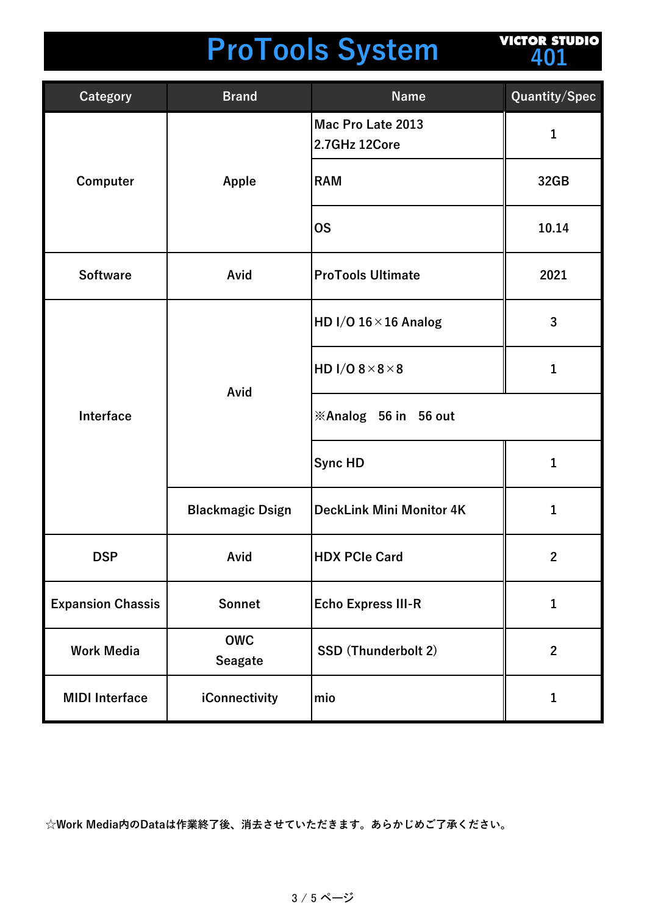# ProTools System

VICTOR STUDIO 401

| Category | Brand | Name | Quantity/Spec |
|---|---|---|---|
| Computer | Apple | Mac Pro Late 2013 2.7GHz 12Core | 1 |
| | | RAM | 32GB |
| | | OS | 10.14 |
| Software | Avid | ProTools Ultimate | 2021 |
| Interface | Avid | HD I/O 16×16 Analog | 3 |
| | | HD I/O 8×8×8 | 1 |
| | | ※Analog　56 in　56 out | |
| | | Sync HD | 1 |
| | Blackmagic Dsign | DeckLink Mini Monitor 4K | 1 |
| DSP | Avid | HDX PCIe Card | 2 |
| Expansion Chassis | Sonnet | Echo Express III-R | 1 |
| Work Media | OWC Seagate | SSD (Thunderbolt 2) | 2 |
| MIDI Interface | iConnectivity | mio | 1 |

☆Work Media内のDataは作業終了後、消去させていただきます。あらかじめご了承ください。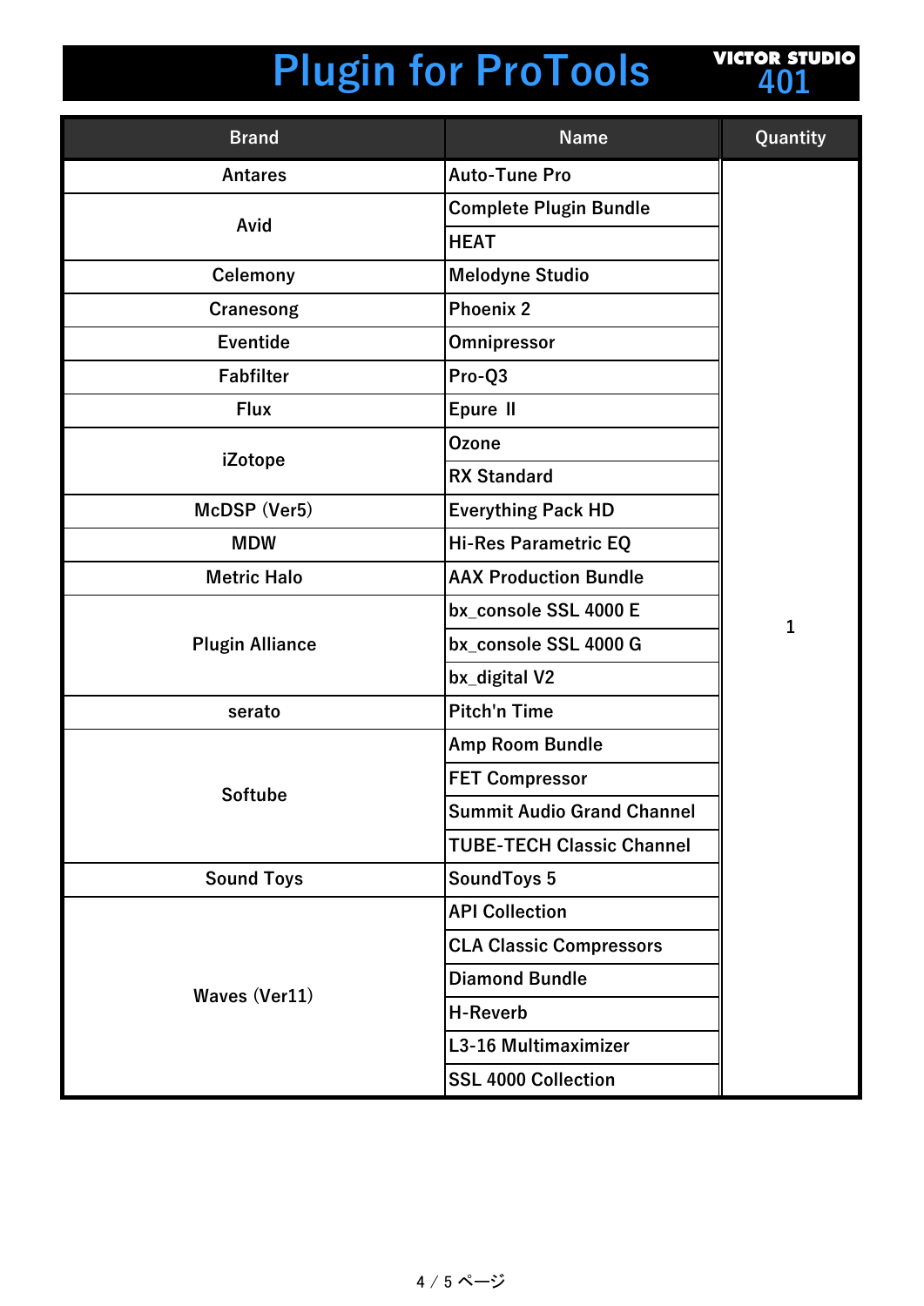# Plugin for ProTools

VICTOR STUDIO 401

| Brand | Name | Quantity |
|---|---|---|
| Antares | Auto-Tune Pro | 1 |
| Avid | Complete Plugin Bundle | |
| | HEAT | |
| Celemony | Melodyne Studio | |
| Cranesong | Phoenix 2 | |
| Eventide | Omnipressor | |
| Fabfilter | Pro-Q3 | |
| Flux | Epure Ⅱ | |
| iZotope | Ozone | |
| | RX Standard | |
| McDSP (Ver5) | Everything Pack HD | |
| MDW | Hi-Res Parametric EQ | |
| Metric Halo | AAX Production Bundle | |
| Plugin Alliance | bx_console SSL 4000 E | |
| | bx_console SSL 4000 G | |
| | bx_digital V2 | |
| serato | Pitch'n Time | |
| Softube | Amp Room Bundle | |
| | FET Compressor | |
| | Summit Audio Grand Channel | |
| | TUBE-TECH Classic Channel | |
| Sound Toys | SoundToys 5 | |
| Waves (Ver11) | API Collection | |
| | CLA Classic Compressors | |
| | Diamond Bundle | |
| | H-Reverb | |
| | L3-16 Multimaximizer | |
| | SSL 4000 Collection | |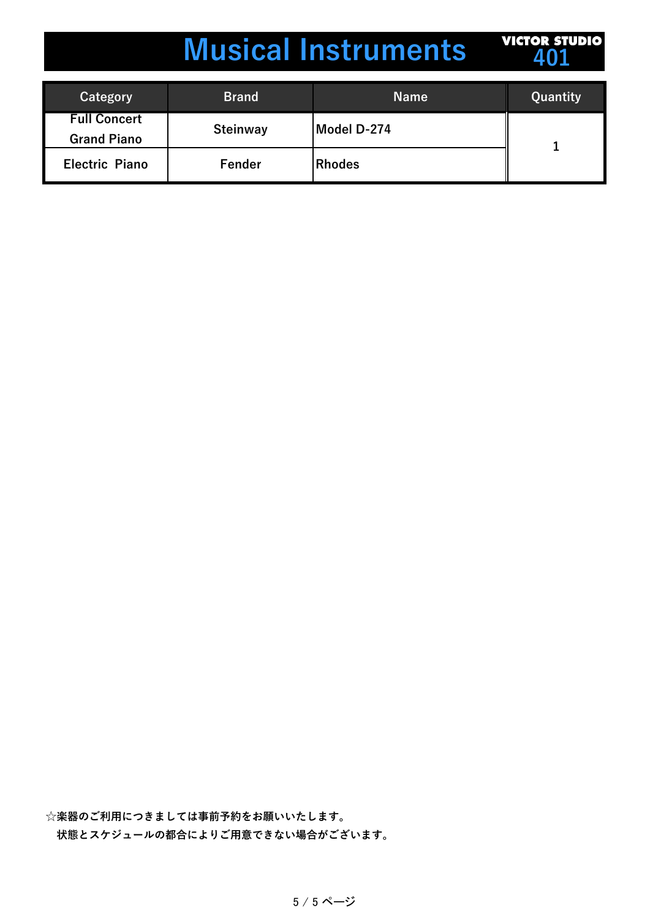# Musical Instruments

VICTOR STUDIO 401

| Category | Brand | Name | Quantity |
|---|---|---|---|
| Full Concert Grand Piano | Steinway | Model D-274 | 1 |
| Electric Piano | Fender | Rhodes | |

☆楽器のご利用につきましては事前予約をお願いいたします。
状態とスケジュールの都合によりご用意できない場合がございます。